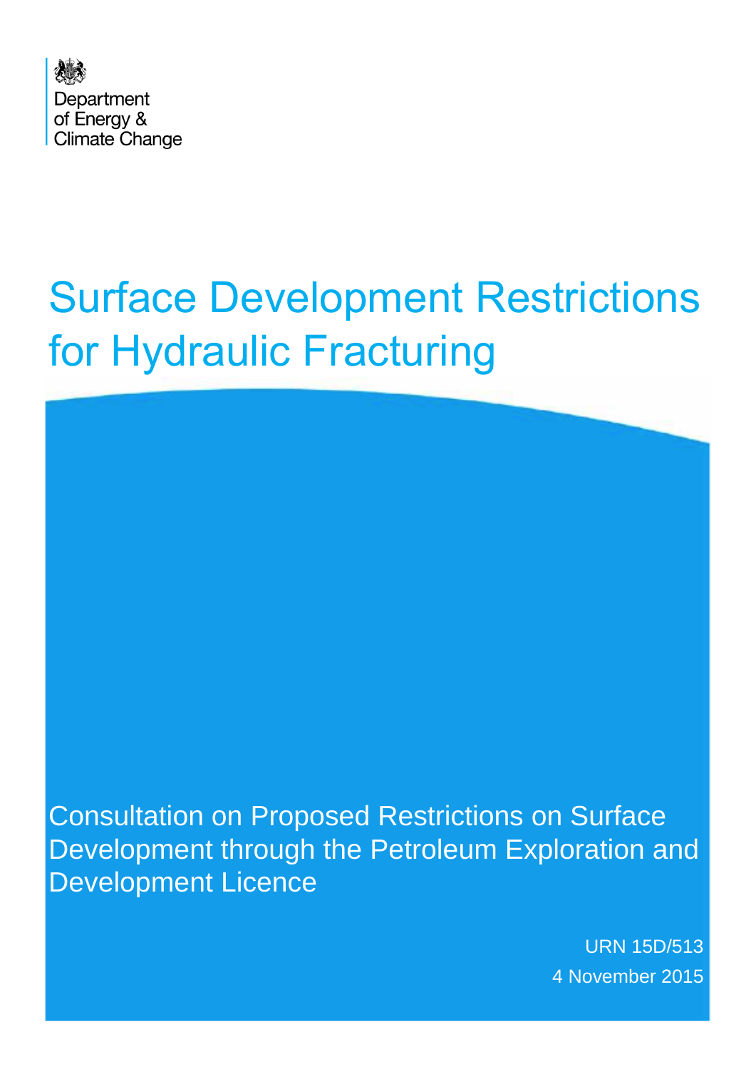Department of Energy & Climate Change

# Surface Development Restrictions for Hydraulic Fracturing

## Consultation on Proposed Restrictions on Surface Development through the Petroleum Exploration and Development Licence

URN 15D/513

4 November 2015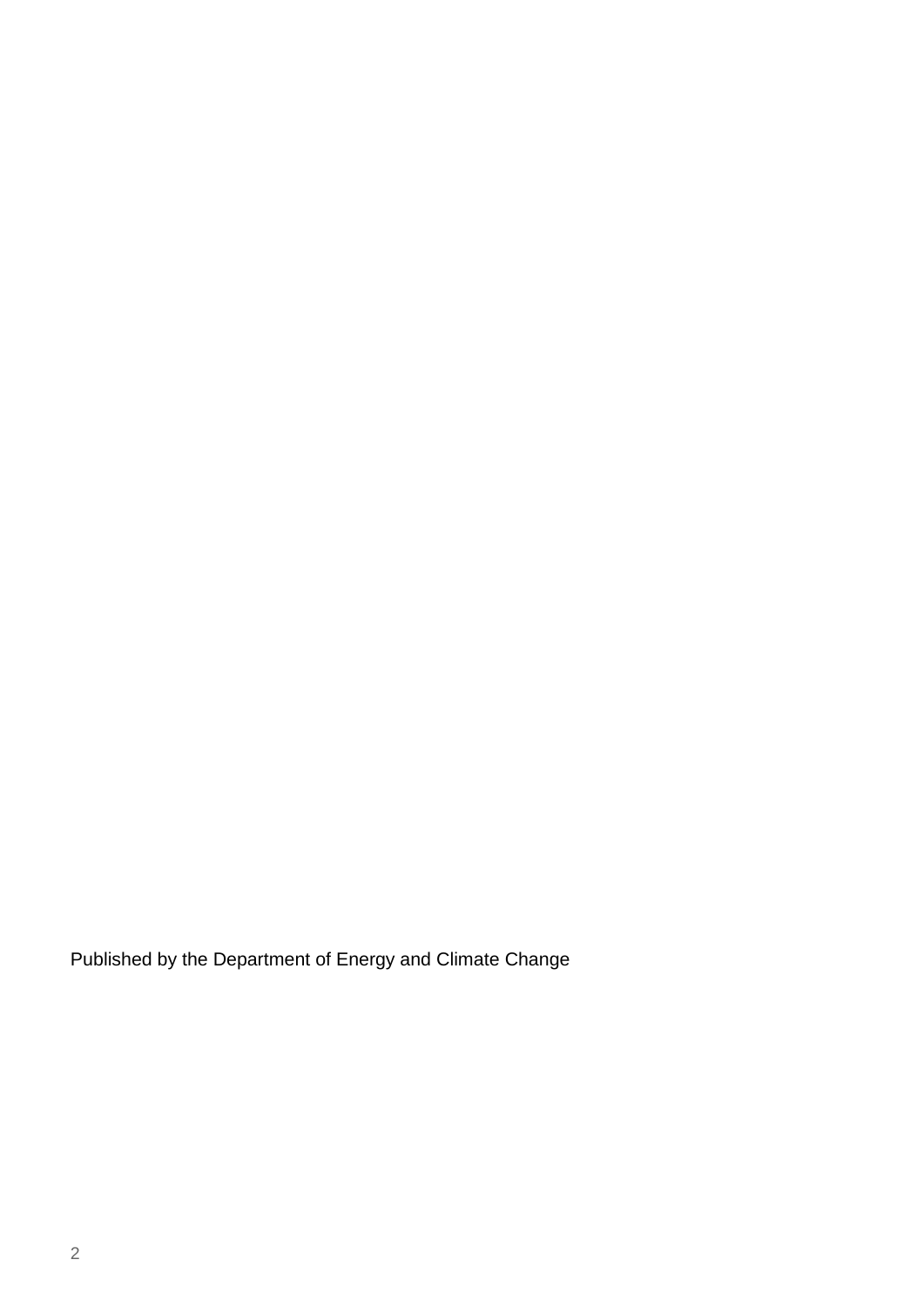Published by the Department of Energy and Climate Change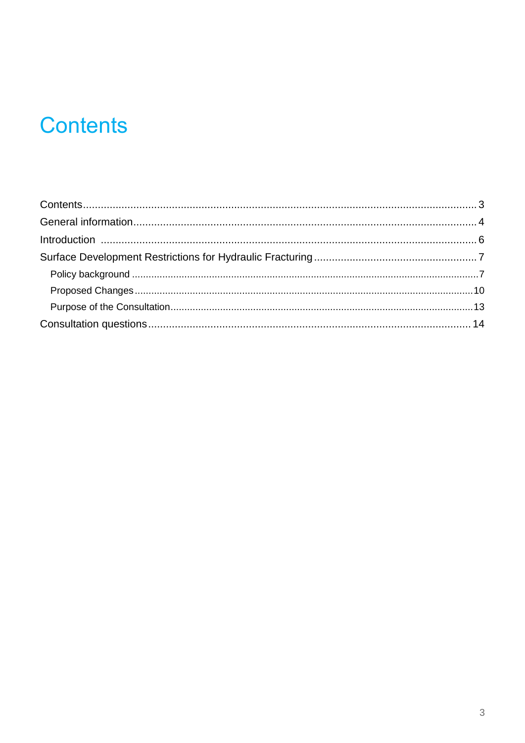# Contents

Contents 3

General information 4

Introduction 6

Surface Development Restrictions for Hydraulic Fracturing 7

- Policy background 7
- Proposed Changes 10
- Purpose of the Consultation 13

Consultation questions 14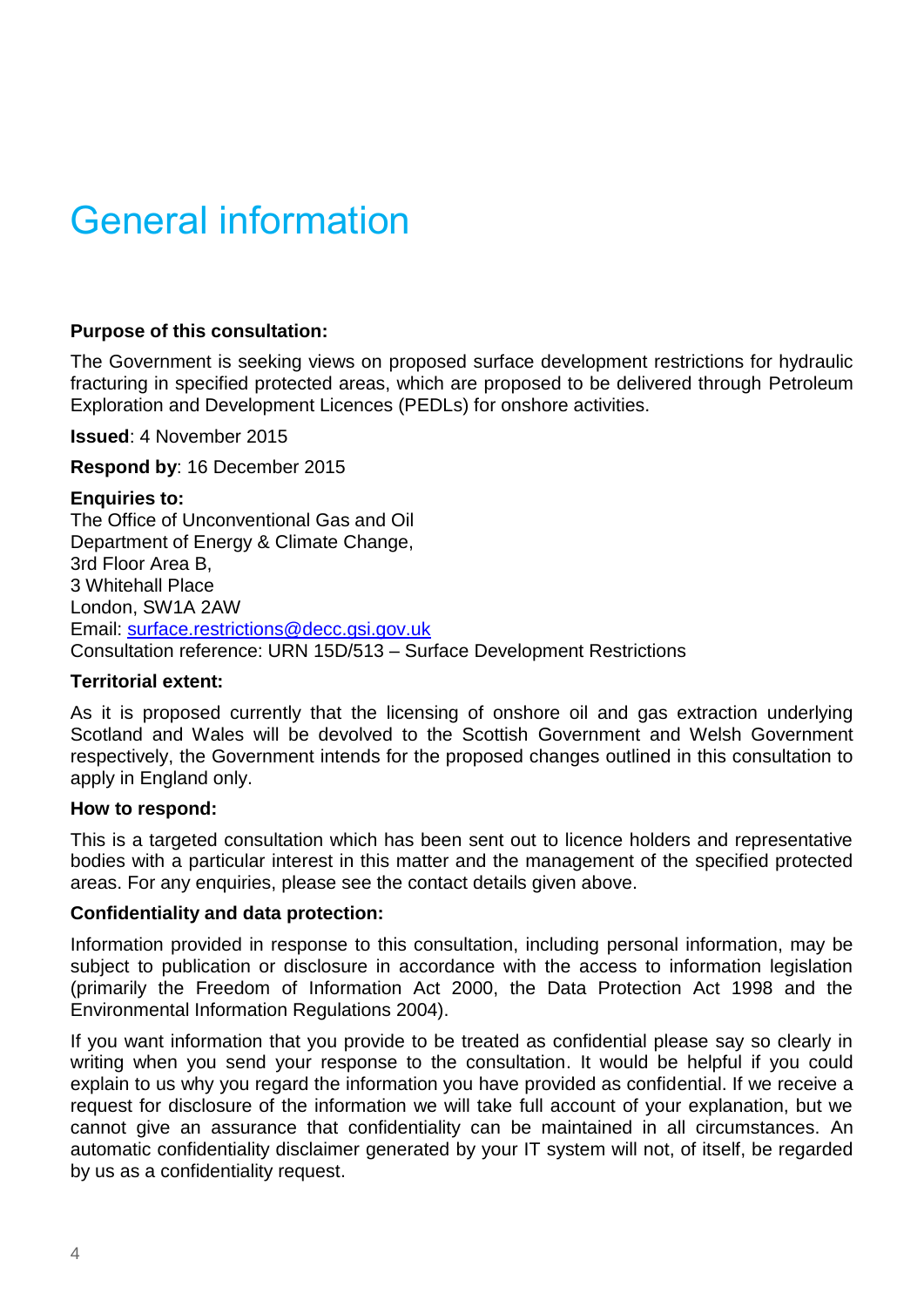# General information

**Purpose of this consultation:**

The Government is seeking views on proposed surface development restrictions for hydraulic fracturing in specified protected areas, which are proposed to be delivered through Petroleum Exploration and Development Licences (PEDLs) for onshore activities.

**Issued**: 4 November 2015

**Respond by**: 16 December 2015

**Enquiries to:**
The Office of Unconventional Gas and Oil
Department of Energy & Climate Change,
3rd Floor Area B,
3 Whitehall Place
London, SW1A 2AW
Email: surface.restrictions@decc.gsi.gov.uk
Consultation reference: URN 15D/513 – Surface Development Restrictions

**Territorial extent:**

As it is proposed currently that the licensing of onshore oil and gas extraction underlying Scotland and Wales will be devolved to the Scottish Government and Welsh Government respectively, the Government intends for the proposed changes outlined in this consultation to apply in England only.

**How to respond:**

This is a targeted consultation which has been sent out to licence holders and representative bodies with a particular interest in this matter and the management of the specified protected areas. For any enquiries, please see the contact details given above.

**Confidentiality and data protection:**

Information provided in response to this consultation, including personal information, may be subject to publication or disclosure in accordance with the access to information legislation (primarily the Freedom of Information Act 2000, the Data Protection Act 1998 and the Environmental Information Regulations 2004).

If you want information that you provide to be treated as confidential please say so clearly in writing when you send your response to the consultation. It would be helpful if you could explain to us why you regard the information you have provided as confidential. If we receive a request for disclosure of the information we will take full account of your explanation, but we cannot give an assurance that confidentiality can be maintained in all circumstances. An automatic confidentiality disclaimer generated by your IT system will not, of itself, be regarded by us as a confidentiality request.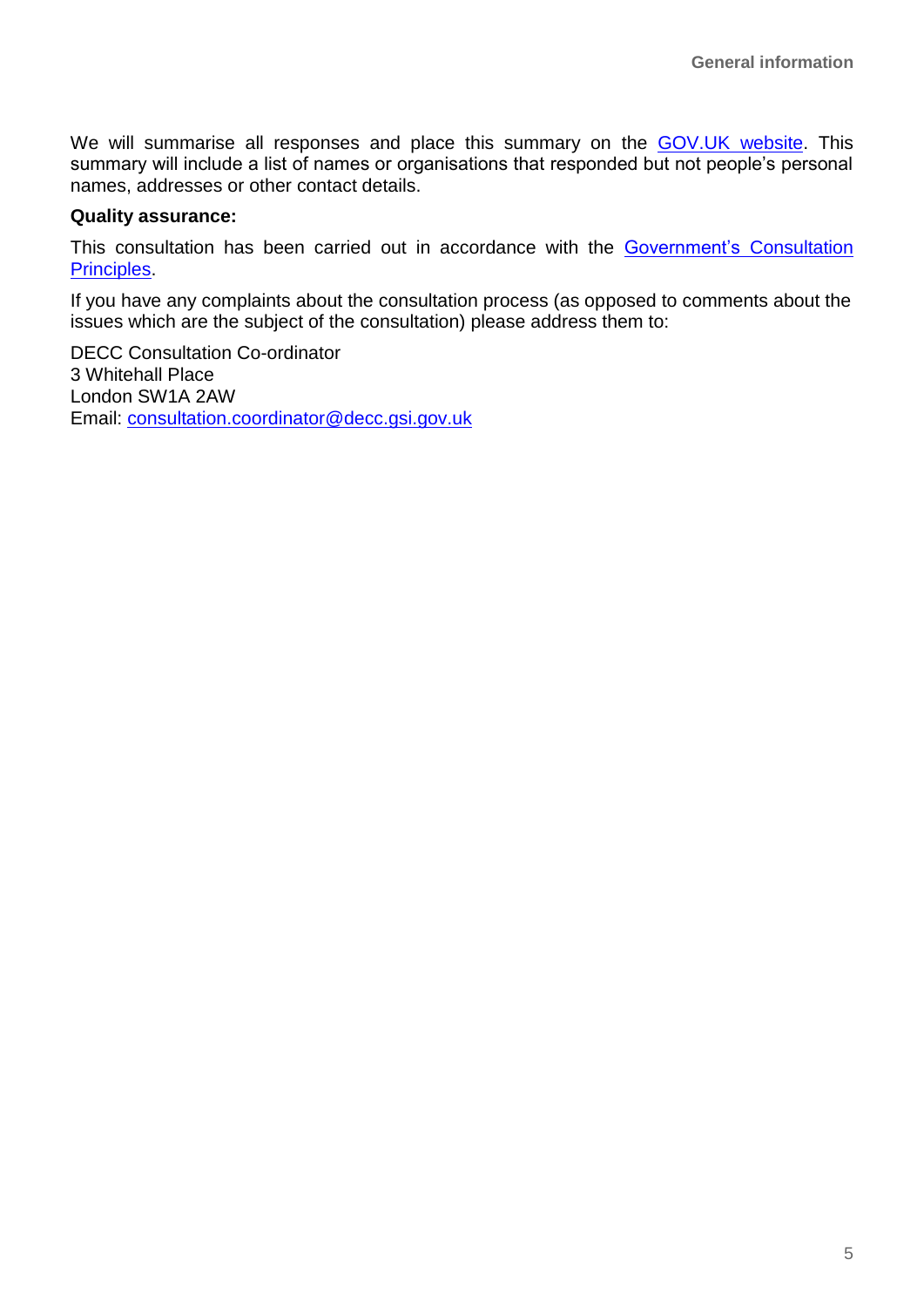We will summarise all responses and place this summary on the GOV.UK website. This summary will include a list of names or organisations that responded but not people's personal names, addresses or other contact details.

**Quality assurance:**

This consultation has been carried out in accordance with the Government's Consultation Principles.

If you have any complaints about the consultation process (as opposed to comments about the issues which are the subject of the consultation) please address them to:

DECC Consultation Co-ordinator
3 Whitehall Place
London SW1A 2AW
Email: consultation.coordinator@decc.gsi.gov.uk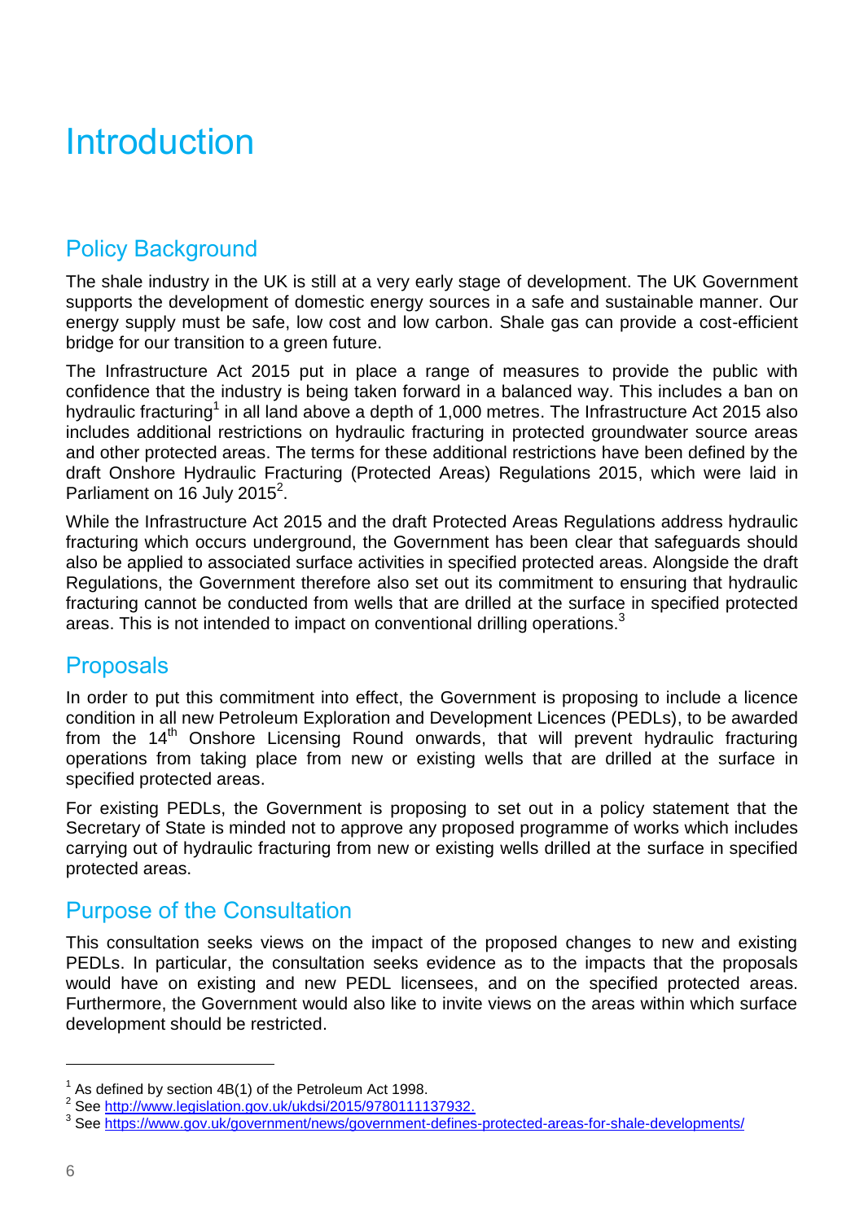# Introduction

## Policy Background

The shale industry in the UK is still at a very early stage of development. The UK Government supports the development of domestic energy sources in a safe and sustainable manner. Our energy supply must be safe, low cost and low carbon. Shale gas can provide a cost-efficient bridge for our transition to a green future.

The Infrastructure Act 2015 put in place a range of measures to provide the public with confidence that the industry is being taken forward in a balanced way. This includes a ban on hydraulic fracturing[1] in all land above a depth of 1,000 metres. The Infrastructure Act 2015 also includes additional restrictions on hydraulic fracturing in protected groundwater source areas and other protected areas. The terms for these additional restrictions have been defined by the draft Onshore Hydraulic Fracturing (Protected Areas) Regulations 2015, which were laid in Parliament on 16 July 2015[2].

While the Infrastructure Act 2015 and the draft Protected Areas Regulations address hydraulic fracturing which occurs underground, the Government has been clear that safeguards should also be applied to associated surface activities in specified protected areas. Alongside the draft Regulations, the Government therefore also set out its commitment to ensuring that hydraulic fracturing cannot be conducted from wells that are drilled at the surface in specified protected areas. This is not intended to impact on conventional drilling operations.[3]

## Proposals

In order to put this commitment into effect, the Government is proposing to include a licence condition in all new Petroleum Exploration and Development Licences (PEDLs), to be awarded from the 14th Onshore Licensing Round onwards, that will prevent hydraulic fracturing operations from taking place from new or existing wells that are drilled at the surface in specified protected areas.

For existing PEDLs, the Government is proposing to set out in a policy statement that the Secretary of State is minded not to approve any proposed programme of works which includes carrying out of hydraulic fracturing from new or existing wells drilled at the surface in specified protected areas.

## Purpose of the Consultation

This consultation seeks views on the impact of the proposed changes to new and existing PEDLs. In particular, the consultation seeks evidence as to the impacts that the proposals would have on existing and new PEDL licensees, and on the specified protected areas. Furthermore, the Government would also like to invite views on the areas within which surface development should be restricted.

---

[1] As defined by section 4B(1) of the Petroleum Act 1998.

[2] See http://www.legislation.gov.uk/ukdsi/2015/9780111137932.

[3] See https://www.gov.uk/government/news/government-defines-protected-areas-for-shale-developments/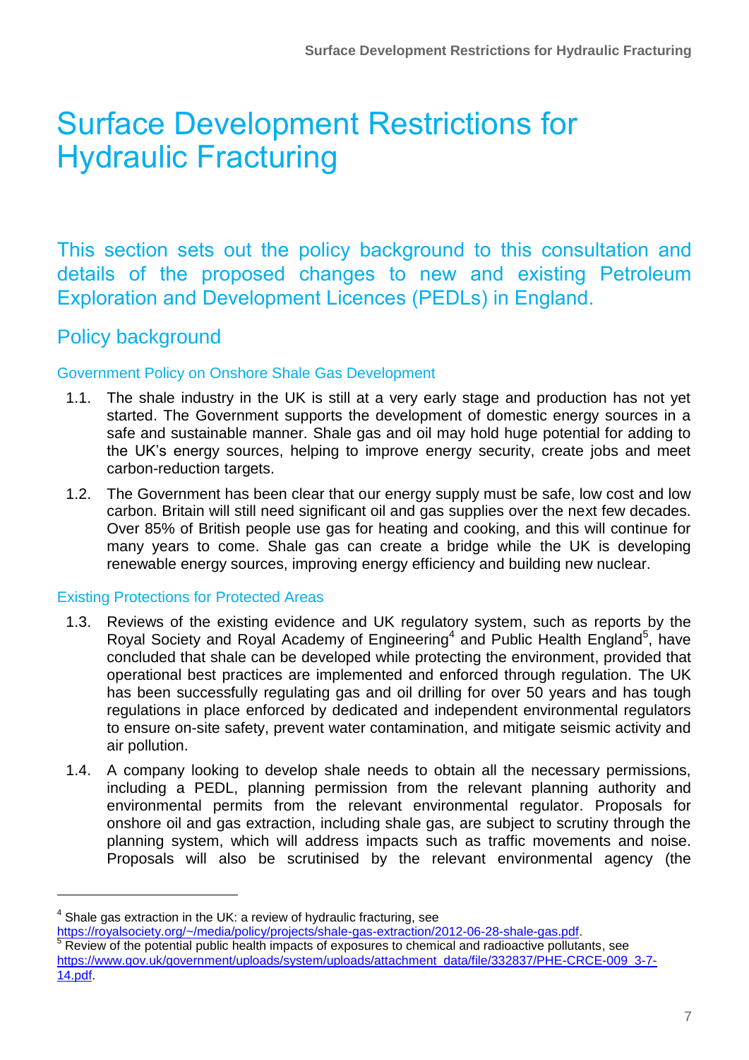# Surface Development Restrictions for Hydraulic Fracturing

This section sets out the policy background to this consultation and details of the proposed changes to new and existing Petroleum Exploration and Development Licences (PEDLs) in England.

## Policy background

### Government Policy on Onshore Shale Gas Development

1.1. The shale industry in the UK is still at a very early stage and production has not yet started. The Government supports the development of domestic energy sources in a safe and sustainable manner. Shale gas and oil may hold huge potential for adding to the UK's energy sources, helping to improve energy security, create jobs and meet carbon-reduction targets.

1.2. The Government has been clear that our energy supply must be safe, low cost and low carbon. Britain will still need significant oil and gas supplies over the next few decades. Over 85% of British people use gas for heating and cooking, and this will continue for many years to come. Shale gas can create a bridge while the UK is developing renewable energy sources, improving energy efficiency and building new nuclear.

### Existing Protections for Protected Areas

1.3. Reviews of the existing evidence and UK regulatory system, such as reports by the Royal Society and Royal Academy of Engineering[4] and Public Health England[5], have concluded that shale can be developed while protecting the environment, provided that operational best practices are implemented and enforced through regulation. The UK has been successfully regulating gas and oil drilling for over 50 years and has tough regulations in place enforced by dedicated and independent environmental regulators to ensure on-site safety, prevent water contamination, and mitigate seismic activity and air pollution.

1.4. A company looking to develop shale needs to obtain all the necessary permissions, including a PEDL, planning permission from the relevant planning authority and environmental permits from the relevant environmental regulator. Proposals for onshore oil and gas extraction, including shale gas, are subject to scrutiny through the planning system, which will address impacts such as traffic movements and noise. Proposals will also be scrutinised by the relevant environmental agency (the

---

[4] Shale gas extraction in the UK: a review of hydraulic fracturing, see https://royalsociety.org/~/media/policy/projects/shale-gas-extraction/2012-06-28-shale-gas.pdf.

[5] Review of the potential public health impacts of exposures to chemical and radioactive pollutants, see https://www.gov.uk/government/uploads/system/uploads/attachment_data/file/332837/PHE-CRCE-009_3-7-14.pdf.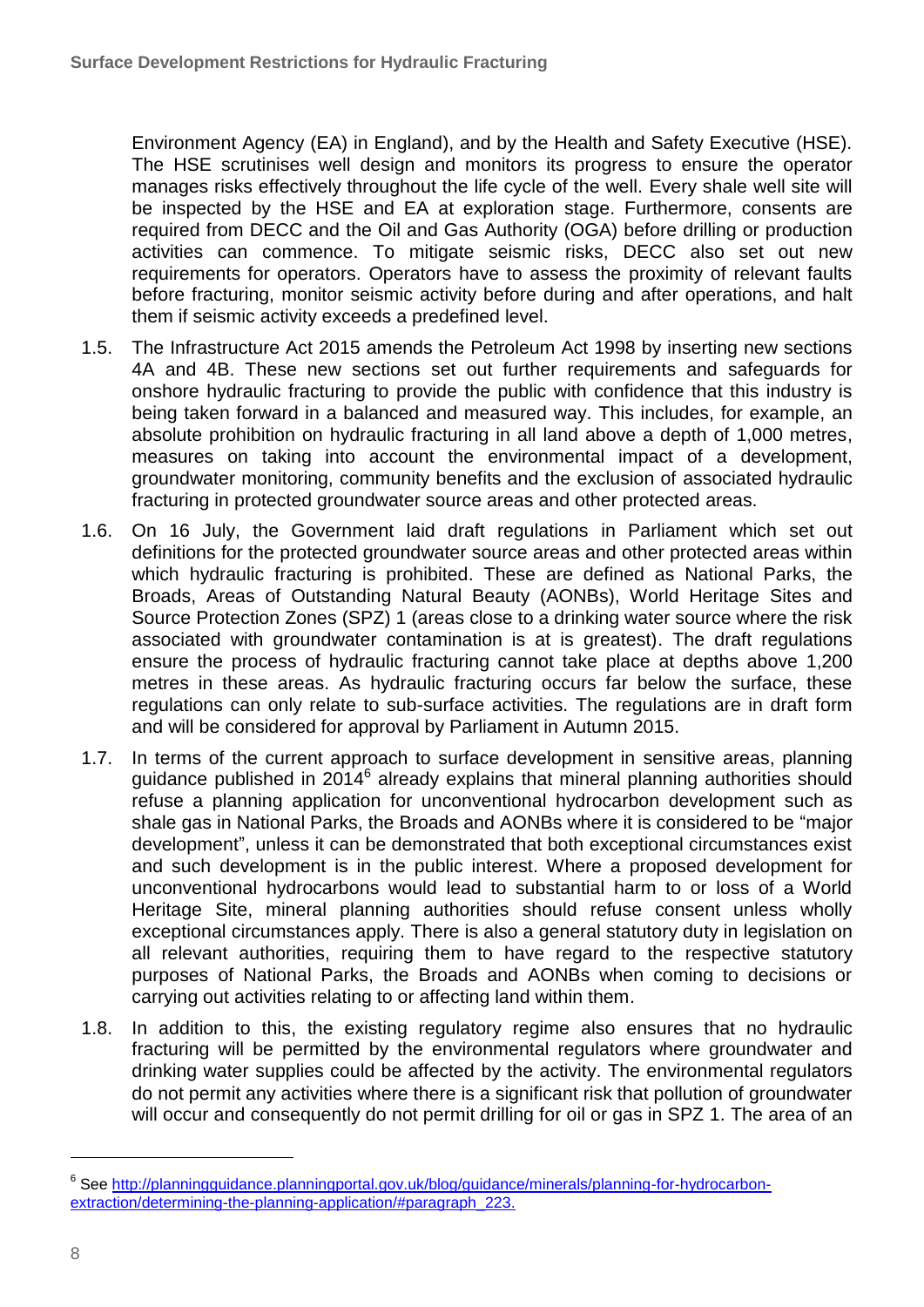Environment Agency (EA) in England), and by the Health and Safety Executive (HSE). The HSE scrutinises well design and monitors its progress to ensure the operator manages risks effectively throughout the life cycle of the well. Every shale well site will be inspected by the HSE and EA at exploration stage. Furthermore, consents are required from DECC and the Oil and Gas Authority (OGA) before drilling or production activities can commence. To mitigate seismic risks, DECC also set out new requirements for operators. Operators have to assess the proximity of relevant faults before fracturing, monitor seismic activity before during and after operations, and halt them if seismic activity exceeds a predefined level.

1.5. The Infrastructure Act 2015 amends the Petroleum Act 1998 by inserting new sections 4A and 4B. These new sections set out further requirements and safeguards for onshore hydraulic fracturing to provide the public with confidence that this industry is being taken forward in a balanced and measured way. This includes, for example, an absolute prohibition on hydraulic fracturing in all land above a depth of 1,000 metres, measures on taking into account the environmental impact of a development, groundwater monitoring, community benefits and the exclusion of associated hydraulic fracturing in protected groundwater source areas and other protected areas.

1.6. On 16 July, the Government laid draft regulations in Parliament which set out definitions for the protected groundwater source areas and other protected areas within which hydraulic fracturing is prohibited. These are defined as National Parks, the Broads, Areas of Outstanding Natural Beauty (AONBs), World Heritage Sites and Source Protection Zones (SPZ) 1 (areas close to a drinking water source where the risk associated with groundwater contamination is at is greatest). The draft regulations ensure the process of hydraulic fracturing cannot take place at depths above 1,200 metres in these areas. As hydraulic fracturing occurs far below the surface, these regulations can only relate to sub-surface activities. The regulations are in draft form and will be considered for approval by Parliament in Autumn 2015.

1.7. In terms of the current approach to surface development in sensitive areas, planning guidance published in 2014[6] already explains that mineral planning authorities should refuse a planning application for unconventional hydrocarbon development such as shale gas in National Parks, the Broads and AONBs where it is considered to be "major development", unless it can be demonstrated that both exceptional circumstances exist and such development is in the public interest. Where a proposed development for unconventional hydrocarbons would lead to substantial harm to or loss of a World Heritage Site, mineral planning authorities should refuse consent unless wholly exceptional circumstances apply. There is also a general statutory duty in legislation on all relevant authorities, requiring them to have regard to the respective statutory purposes of National Parks, the Broads and AONBs when coming to decisions or carrying out activities relating to or affecting land within them.

1.8. In addition to this, the existing regulatory regime also ensures that no hydraulic fracturing will be permitted by the environmental regulators where groundwater and drinking water supplies could be affected by the activity. The environmental regulators do not permit any activities where there is a significant risk that pollution of groundwater will occur and consequently do not permit drilling for oil or gas in SPZ 1. The area of an

---

[6] See http://planningguidance.planningportal.gov.uk/blog/guidance/minerals/planning-for-hydrocarbon-extraction/determining-the-planning-application/#paragraph_223.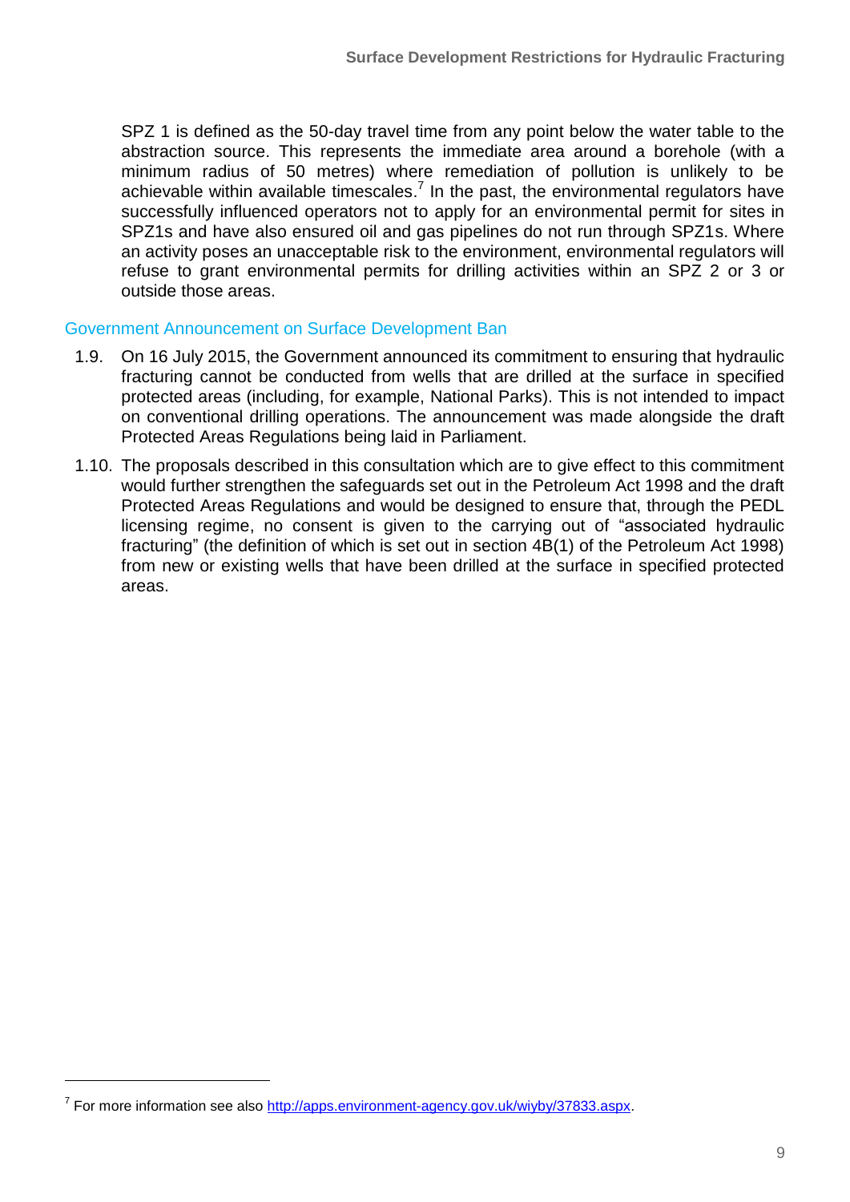SPZ 1 is defined as the 50-day travel time from any point below the water table to the abstraction source. This represents the immediate area around a borehole (with a minimum radius of 50 metres) where remediation of pollution is unlikely to be achievable within available timescales.[7] In the past, the environmental regulators have successfully influenced operators not to apply for an environmental permit for sites in SPZ1s and have also ensured oil and gas pipelines do not run through SPZ1s. Where an activity poses an unacceptable risk to the environment, environmental regulators will refuse to grant environmental permits for drilling activities within an SPZ 2 or 3 or outside those areas.

## Government Announcement on Surface Development Ban

1.9. On 16 July 2015, the Government announced its commitment to ensuring that hydraulic fracturing cannot be conducted from wells that are drilled at the surface in specified protected areas (including, for example, National Parks). This is not intended to impact on conventional drilling operations. The announcement was made alongside the draft Protected Areas Regulations being laid in Parliament.

1.10. The proposals described in this consultation which are to give effect to this commitment would further strengthen the safeguards set out in the Petroleum Act 1998 and the draft Protected Areas Regulations and would be designed to ensure that, through the PEDL licensing regime, no consent is given to the carrying out of "associated hydraulic fracturing" (the definition of which is set out in section 4B(1) of the Petroleum Act 1998) from new or existing wells that have been drilled at the surface in specified protected areas.

---

[7] For more information see also http://apps.environment-agency.gov.uk/wiyby/37833.aspx.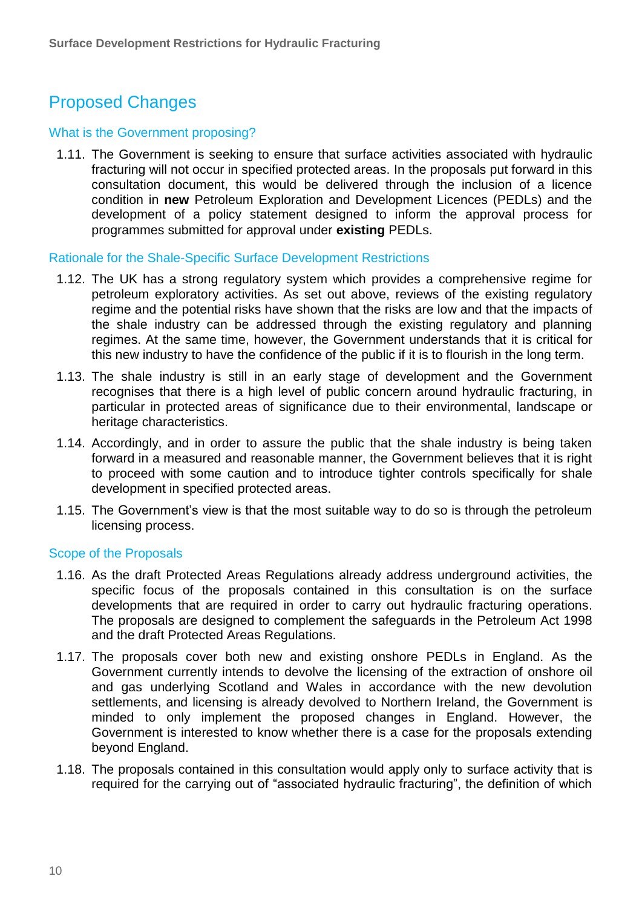## Proposed Changes

### What is the Government proposing?

1.11. The Government is seeking to ensure that surface activities associated with hydraulic fracturing will not occur in specified protected areas. In the proposals put forward in this consultation document, this would be delivered through the inclusion of a licence condition in **new** Petroleum Exploration and Development Licences (PEDLs) and the development of a policy statement designed to inform the approval process for programmes submitted for approval under **existing** PEDLs.

### Rationale for the Shale-Specific Surface Development Restrictions

1.12. The UK has a strong regulatory system which provides a comprehensive regime for petroleum exploratory activities. As set out above, reviews of the existing regulatory regime and the potential risks have shown that the risks are low and that the impacts of the shale industry can be addressed through the existing regulatory and planning regimes. At the same time, however, the Government understands that it is critical for this new industry to have the confidence of the public if it is to flourish in the long term.

1.13. The shale industry is still in an early stage of development and the Government recognises that there is a high level of public concern around hydraulic fracturing, in particular in protected areas of significance due to their environmental, landscape or heritage characteristics.

1.14. Accordingly, and in order to assure the public that the shale industry is being taken forward in a measured and reasonable manner, the Government believes that it is right to proceed with some caution and to introduce tighter controls specifically for shale development in specified protected areas.

1.15. The Government's view is that the most suitable way to do so is through the petroleum licensing process.

### Scope of the Proposals

1.16. As the draft Protected Areas Regulations already address underground activities, the specific focus of the proposals contained in this consultation is on the surface developments that are required in order to carry out hydraulic fracturing operations. The proposals are designed to complement the safeguards in the Petroleum Act 1998 and the draft Protected Areas Regulations.

1.17. The proposals cover both new and existing onshore PEDLs in England. As the Government currently intends to devolve the licensing of the extraction of onshore oil and gas underlying Scotland and Wales in accordance with the new devolution settlements, and licensing is already devolved to Northern Ireland, the Government is minded to only implement the proposed changes in England. However, the Government is interested to know whether there is a case for the proposals extending beyond England.

1.18. The proposals contained in this consultation would apply only to surface activity that is required for the carrying out of "associated hydraulic fracturing", the definition of which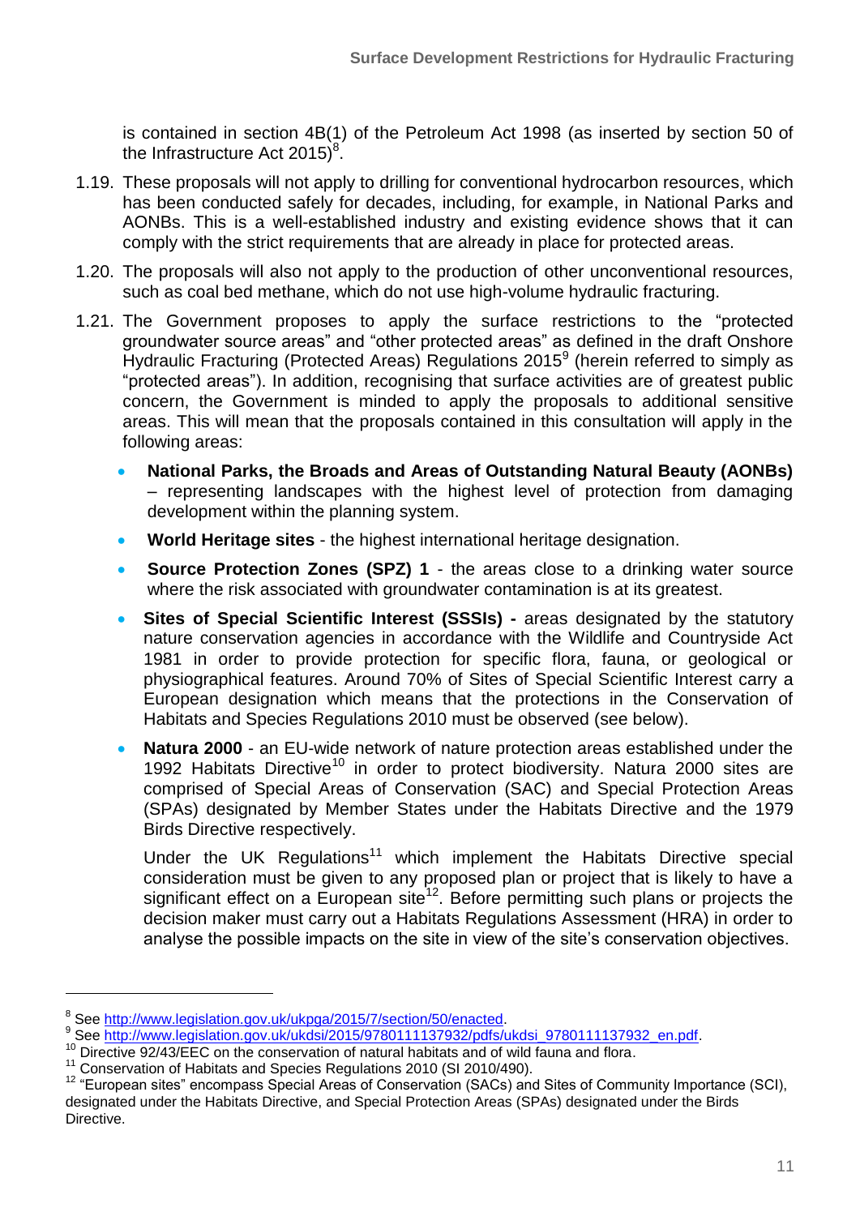is contained in section 4B(1) of the Petroleum Act 1998 (as inserted by section 50 of the Infrastructure Act 2015)[8].

1.19. These proposals will not apply to drilling for conventional hydrocarbon resources, which has been conducted safely for decades, including, for example, in National Parks and AONBs. This is a well-established industry and existing evidence shows that it can comply with the strict requirements that are already in place for protected areas.

1.20. The proposals will also not apply to the production of other unconventional resources, such as coal bed methane, which do not use high-volume hydraulic fracturing.

1.21. The Government proposes to apply the surface restrictions to the "protected groundwater source areas" and "other protected areas" as defined in the draft Onshore Hydraulic Fracturing (Protected Areas) Regulations 2015[9] (herein referred to simply as "protected areas"). In addition, recognising that surface activities are of greatest public concern, the Government is minded to apply the proposals to additional sensitive areas. This will mean that the proposals contained in this consultation will apply in the following areas:

- **National Parks, the Broads and Areas of Outstanding Natural Beauty (AONBs)** – representing landscapes with the highest level of protection from damaging development within the planning system.
- **World Heritage sites** - the highest international heritage designation.
- **Source Protection Zones (SPZ) 1** - the areas close to a drinking water source where the risk associated with groundwater contamination is at its greatest.
- **Sites of Special Scientific Interest (SSSIs) -** areas designated by the statutory nature conservation agencies in accordance with the Wildlife and Countryside Act 1981 in order to provide protection for specific flora, fauna, or geological or physiographical features. Around 70% of Sites of Special Scientific Interest carry a European designation which means that the protections in the Conservation of Habitats and Species Regulations 2010 must be observed (see below).
- **Natura 2000** - an EU-wide network of nature protection areas established under the 1992 Habitats Directive[10] in order to protect biodiversity. Natura 2000 sites are comprised of Special Areas of Conservation (SAC) and Special Protection Areas (SPAs) designated by Member States under the Habitats Directive and the 1979 Birds Directive respectively.

  Under the UK Regulations[11] which implement the Habitats Directive special consideration must be given to any proposed plan or project that is likely to have a significant effect on a European site[12]. Before permitting such plans or projects the decision maker must carry out a Habitats Regulations Assessment (HRA) in order to analyse the possible impacts on the site in view of the site's conservation objectives.

---

[8] See http://www.legislation.gov.uk/ukpga/2015/7/section/50/enacted.

[9] See http://www.legislation.gov.uk/ukdsi/2015/9780111137932/pdfs/ukdsi_9780111137932_en.pdf.

[10] Directive 92/43/EEC on the conservation of natural habitats and of wild fauna and flora.

[11] Conservation of Habitats and Species Regulations 2010 (SI 2010/490).

[12] "European sites" encompass Special Areas of Conservation (SACs) and Sites of Community Importance (SCI), designated under the Habitats Directive, and Special Protection Areas (SPAs) designated under the Birds Directive.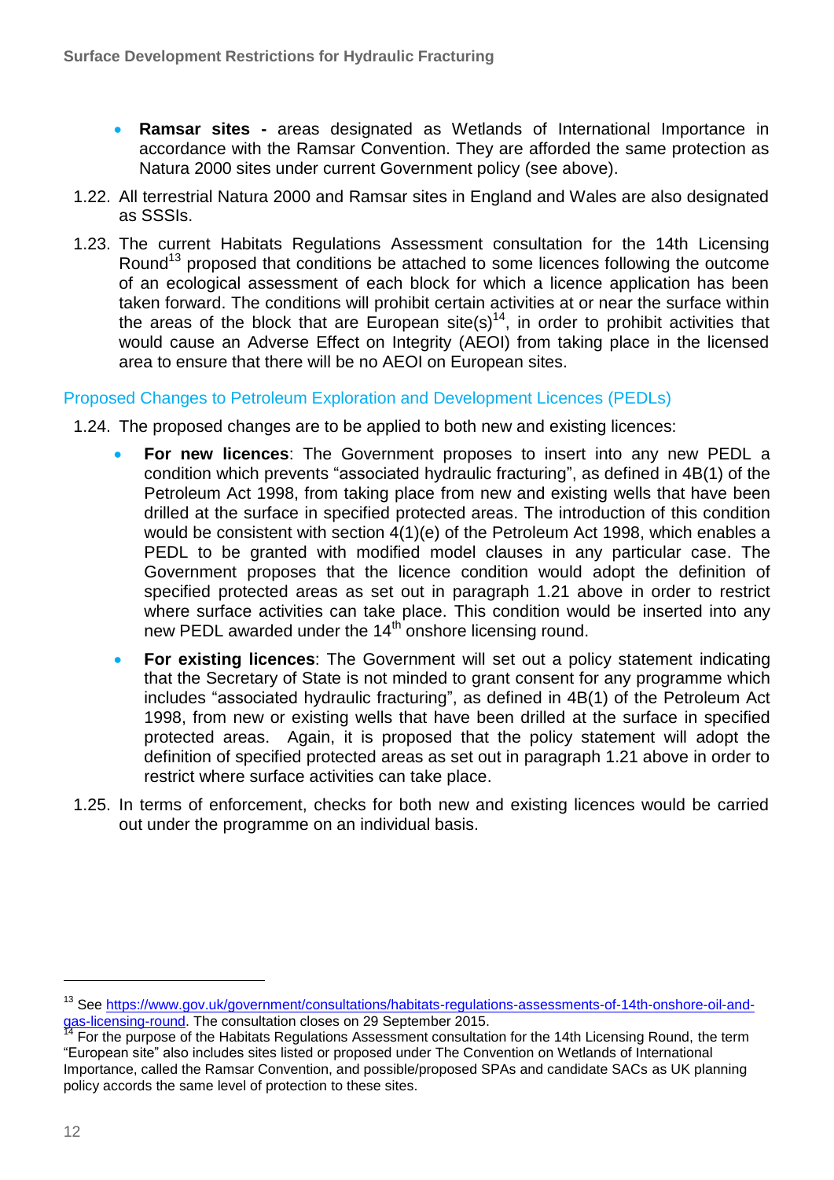- **Ramsar sites -** areas designated as Wetlands of International Importance in accordance with the Ramsar Convention. They are afforded the same protection as Natura 2000 sites under current Government policy (see above).

1.22. All terrestrial Natura 2000 and Ramsar sites in England and Wales are also designated as SSSIs.

1.23. The current Habitats Regulations Assessment consultation for the 14th Licensing Round[13] proposed that conditions be attached to some licences following the outcome of an ecological assessment of each block for which a licence application has been taken forward. The conditions will prohibit certain activities at or near the surface within the areas of the block that are European site(s)[14], in order to prohibit activities that would cause an Adverse Effect on Integrity (AEOI) from taking place in the licensed area to ensure that there will be no AEOI on European sites.

## Proposed Changes to Petroleum Exploration and Development Licences (PEDLs)

1.24. The proposed changes are to be applied to both new and existing licences:

- **For new licences**: The Government proposes to insert into any new PEDL a condition which prevents "associated hydraulic fracturing", as defined in 4B(1) of the Petroleum Act 1998, from taking place from new and existing wells that have been drilled at the surface in specified protected areas. The introduction of this condition would be consistent with section 4(1)(e) of the Petroleum Act 1998, which enables a PEDL to be granted with modified model clauses in any particular case. The Government proposes that the licence condition would adopt the definition of specified protected areas as set out in paragraph 1.21 above in order to restrict where surface activities can take place. This condition would be inserted into any new PEDL awarded under the 14th onshore licensing round.
- **For existing licences**: The Government will set out a policy statement indicating that the Secretary of State is not minded to grant consent for any programme which includes "associated hydraulic fracturing", as defined in 4B(1) of the Petroleum Act 1998, from new or existing wells that have been drilled at the surface in specified protected areas. Again, it is proposed that the policy statement will adopt the definition of specified protected areas as set out in paragraph 1.21 above in order to restrict where surface activities can take place.

1.25. In terms of enforcement, checks for both new and existing licences would be carried out under the programme on an individual basis.

---

[13] See https://www.gov.uk/government/consultations/habitats-regulations-assessments-of-14th-onshore-oil-and-gas-licensing-round. The consultation closes on 29 September 2015.

[14] For the purpose of the Habitats Regulations Assessment consultation for the 14th Licensing Round, the term "European site" also includes sites listed or proposed under The Convention on Wetlands of International Importance, called the Ramsar Convention, and possible/proposed SPAs and candidate SACs as UK planning policy accords the same level of protection to these sites.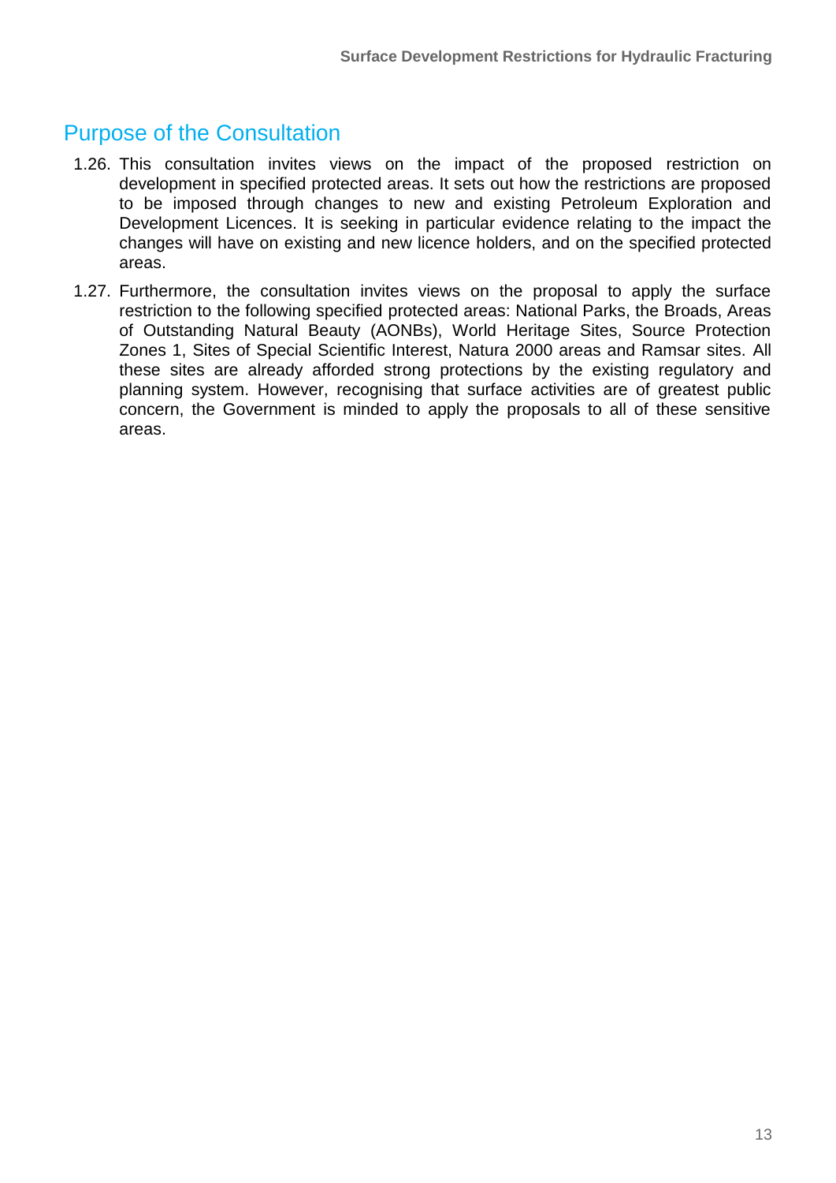## Purpose of the Consultation

1.26. This consultation invites views on the impact of the proposed restriction on development in specified protected areas. It sets out how the restrictions are proposed to be imposed through changes to new and existing Petroleum Exploration and Development Licences. It is seeking in particular evidence relating to the impact the changes will have on existing and new licence holders, and on the specified protected areas.

1.27. Furthermore, the consultation invites views on the proposal to apply the surface restriction to the following specified protected areas: National Parks, the Broads, Areas of Outstanding Natural Beauty (AONBs), World Heritage Sites, Source Protection Zones 1, Sites of Special Scientific Interest, Natura 2000 areas and Ramsar sites. All these sites are already afforded strong protections by the existing regulatory and planning system. However, recognising that surface activities are of greatest public concern, the Government is minded to apply the proposals to all of these sensitive areas.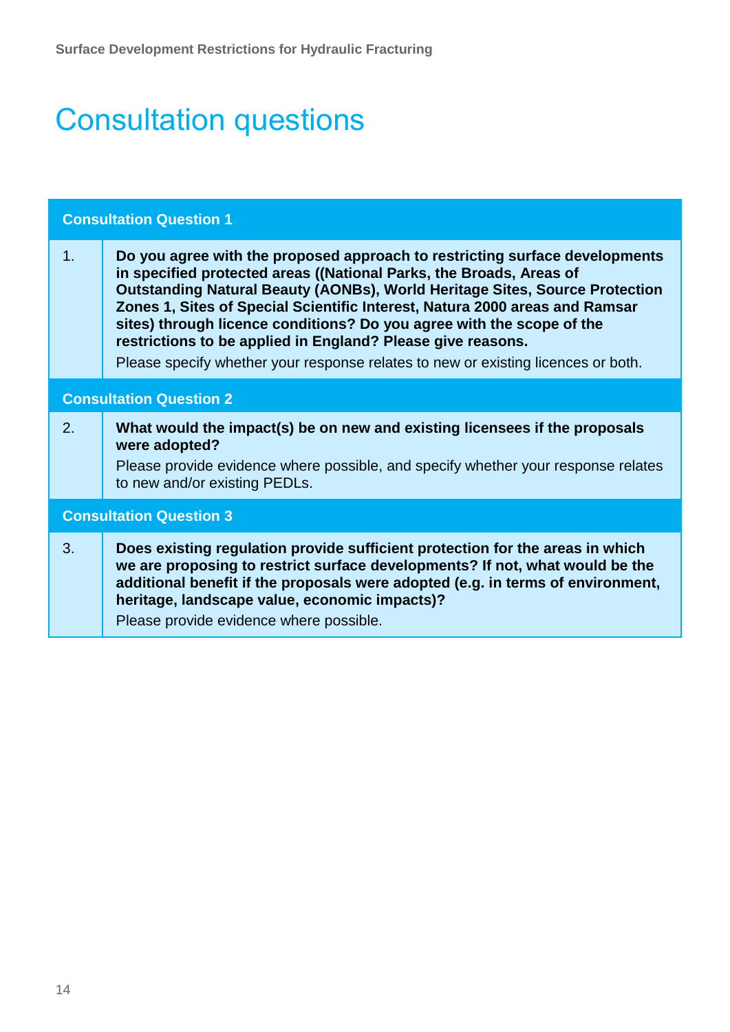# Consultation questions

| Consultation Question 1 | |
|---|---|
| 1. | **Do you agree with the proposed approach to restricting surface developments in specified protected areas ((National Parks, the Broads, Areas of Outstanding Natural Beauty (AONBs), World Heritage Sites, Source Protection Zones 1, Sites of Special Scientific Interest, Natura 2000 areas and Ramsar sites) through licence conditions? Do you agree with the scope of the restrictions to be applied in England? Please give reasons.** Please specify whether your response relates to new or existing licences or both. |

| Consultation Question 2 | |
|---|---|
| 2. | **What would the impact(s) be on new and existing licensees if the proposals were adopted?** Please provide evidence where possible, and specify whether your response relates to new and/or existing PEDLs. |

| Consultation Question 3 | |
|---|---|
| 3. | **Does existing regulation provide sufficient protection for the areas in which we are proposing to restrict surface developments? If not, what would be the additional benefit if the proposals were adopted (e.g. in terms of environment, heritage, landscape value, economic impacts)?** Please provide evidence where possible. |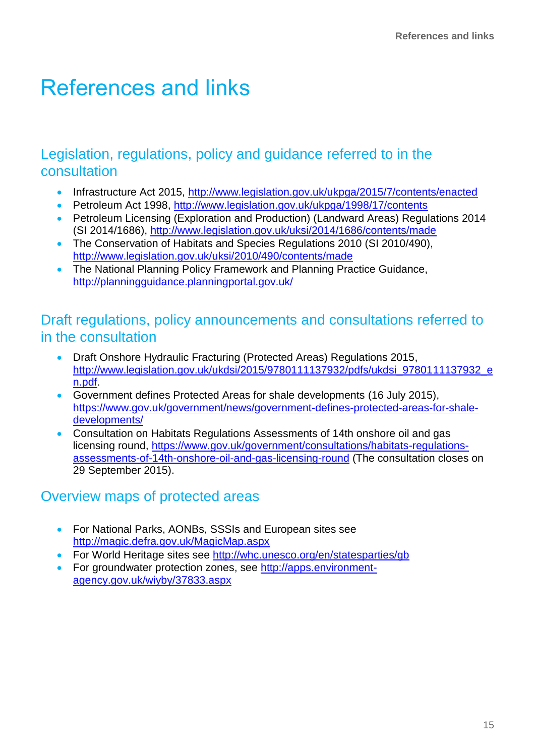# References and links

## Legislation, regulations, policy and guidance referred to in the consultation

- Infrastructure Act 2015, http://www.legislation.gov.uk/ukpga/2015/7/contents/enacted
- Petroleum Act 1998, http://www.legislation.gov.uk/ukpga/1998/17/contents
- Petroleum Licensing (Exploration and Production) (Landward Areas) Regulations 2014 (SI 2014/1686), http://www.legislation.gov.uk/uksi/2014/1686/contents/made
- The Conservation of Habitats and Species Regulations 2010 (SI 2010/490), http://www.legislation.gov.uk/uksi/2010/490/contents/made
- The National Planning Policy Framework and Planning Practice Guidance, http://planningguidance.planningportal.gov.uk/

## Draft regulations, policy announcements and consultations referred to in the consultation

- Draft Onshore Hydraulic Fracturing (Protected Areas) Regulations 2015, http://www.legislation.gov.uk/ukdsi/2015/9780111137932/pdfs/ukdsi_9780111137932_en.pdf.
- Government defines Protected Areas for shale developments (16 July 2015), https://www.gov.uk/government/news/government-defines-protected-areas-for-shale-developments/
- Consultation on Habitats Regulations Assessments of 14th onshore oil and gas licensing round, https://www.gov.uk/government/consultations/habitats-regulations-assessments-of-14th-onshore-oil-and-gas-licensing-round (The consultation closes on 29 September 2015).

## Overview maps of protected areas

- For National Parks, AONBs, SSSIs and European sites see http://magic.defra.gov.uk/MagicMap.aspx
- For World Heritage sites see http://whc.unesco.org/en/statesparties/gb
- For groundwater protection zones, see http://apps.environment-agency.gov.uk/wiyby/37833.aspx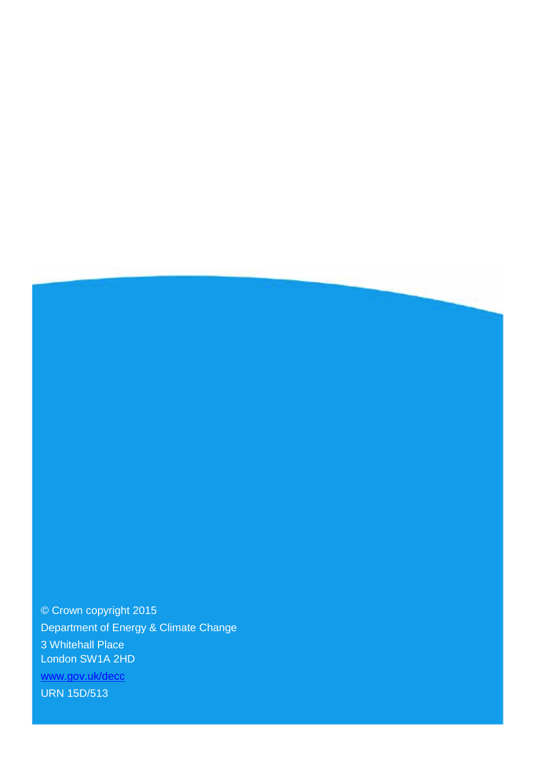© Crown copyright 2015
Department of Energy & Climate Change
3 Whitehall Place
London SW1A 2HD
www.gov.uk/decc
URN 15D/513